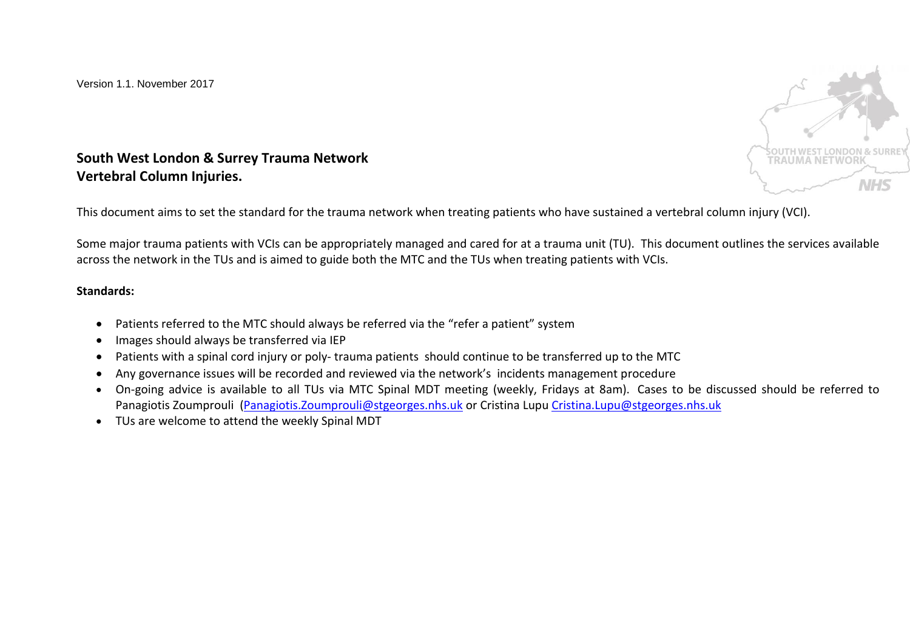Version 1.1. November 2017

**South West London & Surrey Trauma Network**
**Vertebral Column Injuries.**

This document aims to set the standard for the trauma network when treating patients who have sustained a vertebral column injury (VCI).

Some major trauma patients with VCIs can be appropriately managed and cared for at a trauma unit (TU). This document outlines the services available across the network in the TUs and is aimed to guide both the MTC and the TUs when treating patients with VCIs.

**Standards:**

- Patients referred to the MTC should always be referred via the "refer a patient" system
- Images should always be transferred via IEP
- Patients with a spinal cord injury or poly- trauma patients should continue to be transferred up to the MTC
- Any governance issues will be recorded and reviewed via the network's incidents management procedure
- On-going advice is available to all TUs via MTC Spinal MDT meeting (weekly, Fridays at 8am). Cases to be discussed should be referred to Panagiotis Zoumprouli (Panagiotis.Zoumprouli@stgeorges.nhs.uk or Cristina Lupu Cristina.Lupu@stgeorges.nhs.uk
- TUs are welcome to attend the weekly Spinal MDT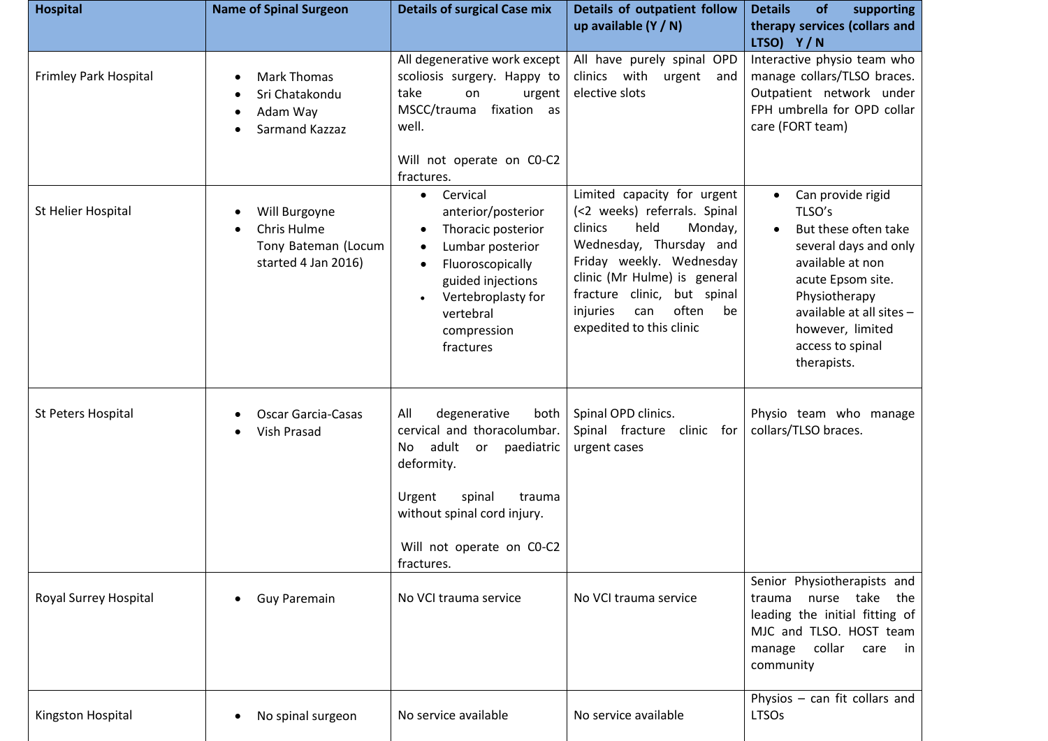| Hospital | Name of Spinal Surgeon | Details of surgical Case mix | Details of outpatient follow up available (Y / N) | Details of supporting therapy services (collars and LTSO) Y / N |
|---|---|---|---|---|
| Frimley Park Hospital | • Mark Thomas<br>• Sri Chatakondu<br>• Adam Way<br>• Sarmand Kazzaz | All degenerative work except scoliosis surgery. Happy to take on urgent MSCC/trauma fixation as well.<br><br>Will not operate on C0-C2 fractures. | All have purely spinal OPD clinics with urgent and elective slots | Interactive physio team who manage collars/TLSO braces. Outpatient network under FPH umbrella for OPD collar care (FORT team) |
| St Helier Hospital | • Will Burgoyne<br>• Chris Hulme<br>Tony Bateman (Locum started 4 Jan 2016) | • Cervical anterior/posterior<br>• Thoracic posterior<br>• Lumbar posterior<br>• Fluoroscopically guided injections<br>• Vertebroplasty for vertebral compression fractures | Limited capacity for urgent (<2 weeks) referrals. Spinal clinics held Monday, Wednesday, Thursday and Friday weekly. Wednesday clinic (Mr Hulme) is general fracture clinic, but spinal injuries can often be expedited to this clinic | • Can provide rigid TLSO's<br>• But these often take several days and only available at non acute Epsom site. Physiotherapy available at all sites – however, limited access to spinal therapists. |
| St Peters Hospital | • Oscar Garcia-Casas<br>• Vish Prasad | All degenerative both cervical and thoracolumbar. No adult or paediatric deformity.<br><br>Urgent spinal trauma without spinal cord injury.<br><br>Will not operate on C0-C2 fractures. | Spinal OPD clinics.<br>Spinal fracture clinic for urgent cases | Physio team who manage collars/TLSO braces. |
| Royal Surrey Hospital | • Guy Paremain | No VCI trauma service | No VCI trauma service | Senior Physiotherapists and trauma nurse take the leading the initial fitting of MJC and TLSO. HOST team manage collar care in community |
| Kingston Hospital | • No spinal surgeon | No service available | No service available | Physios – can fit collars and LTSOs |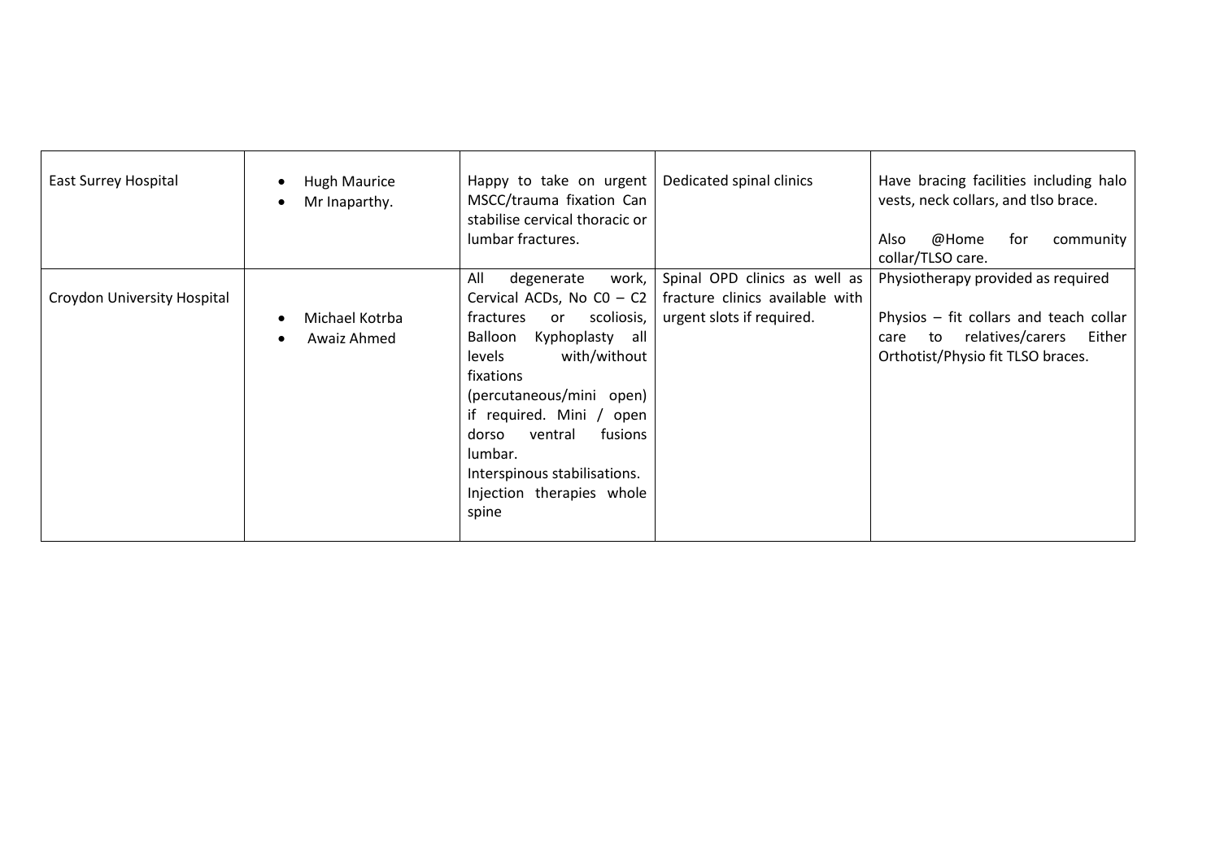| | | | | |
|---|---|---|---|---|
| East Surrey Hospital | • Hugh Maurice<br>• Mr Inaparthy. | Happy to take on urgent MSCC/trauma fixation Can stabilise cervical thoracic or lumbar fractures. | Dedicated spinal clinics | Have bracing facilities including halo vests, neck collars, and tlso brace.<br><br>Also @Home for community collar/TLSO care. |
| Croydon University Hospital | • Michael Kotrba<br>• Awaiz Ahmed | All degenerate work, Cervical ACDs, No C0 – C2 fractures or scoliosis, Balloon Kyphoplasty all levels with/without fixations (percutaneous/mini open) if required. Mini / open dorso ventral fusions lumbar.<br>Interspinous stabilisations.<br>Injection therapies whole spine | Spinal OPD clinics as well as fracture clinics available with urgent slots if required. | Physiotherapy provided as required<br><br>Physios – fit collars and teach collar care to relatives/carers Either Orthotist/Physio fit TLSO braces. |